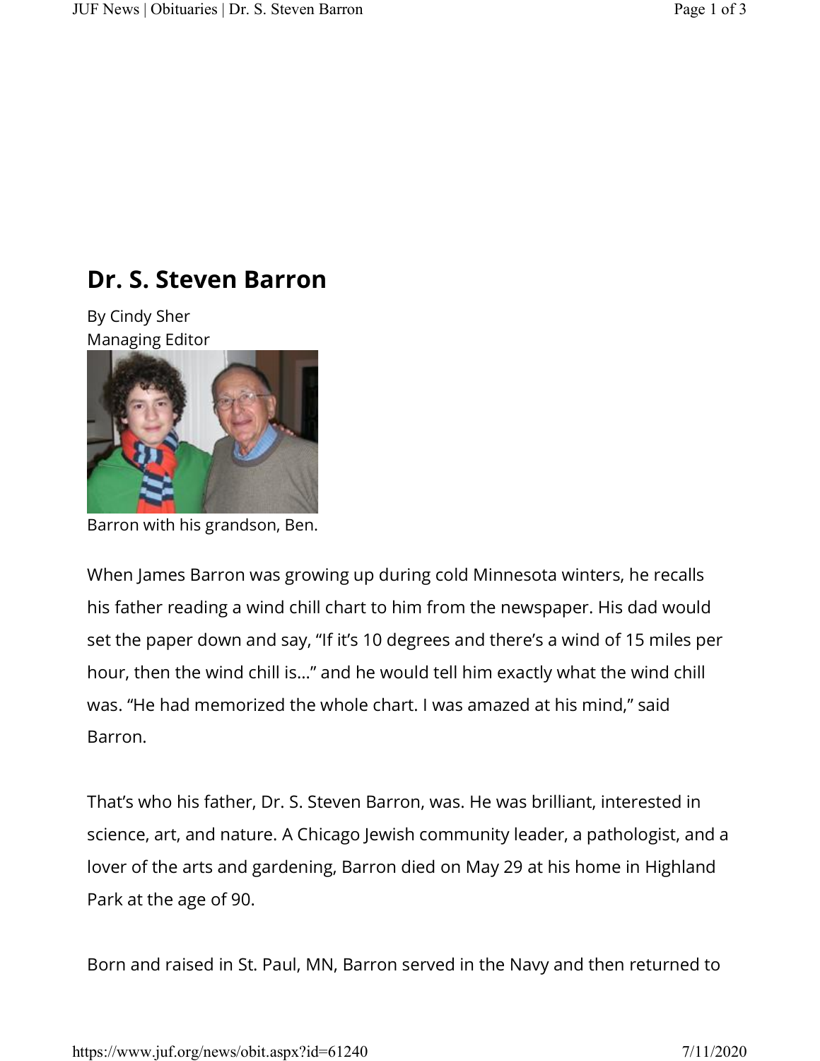# Dr. S. Steven Barron

By Cindy Sher
Managing Editor

Barron with his grandson, Ben.

When James Barron was growing up during cold Minnesota winters, he recalls his father reading a wind chill chart to him from the newspaper. His dad would set the paper down and say, “If it’s 10 degrees and there’s a wind of 15 miles per hour, then the wind chill is…” and he would tell him exactly what the wind chill was. “He had memorized the whole chart. I was amazed at his mind,” said Barron.

That’s who his father, Dr. S. Steven Barron, was. He was brilliant, interested in science, art, and nature. A Chicago Jewish community leader, a pathologist, and a lover of the arts and gardening, Barron died on May 29 at his home in Highland Park at the age of 90.

Born and raised in St. Paul, MN, Barron served in the Navy and then returned to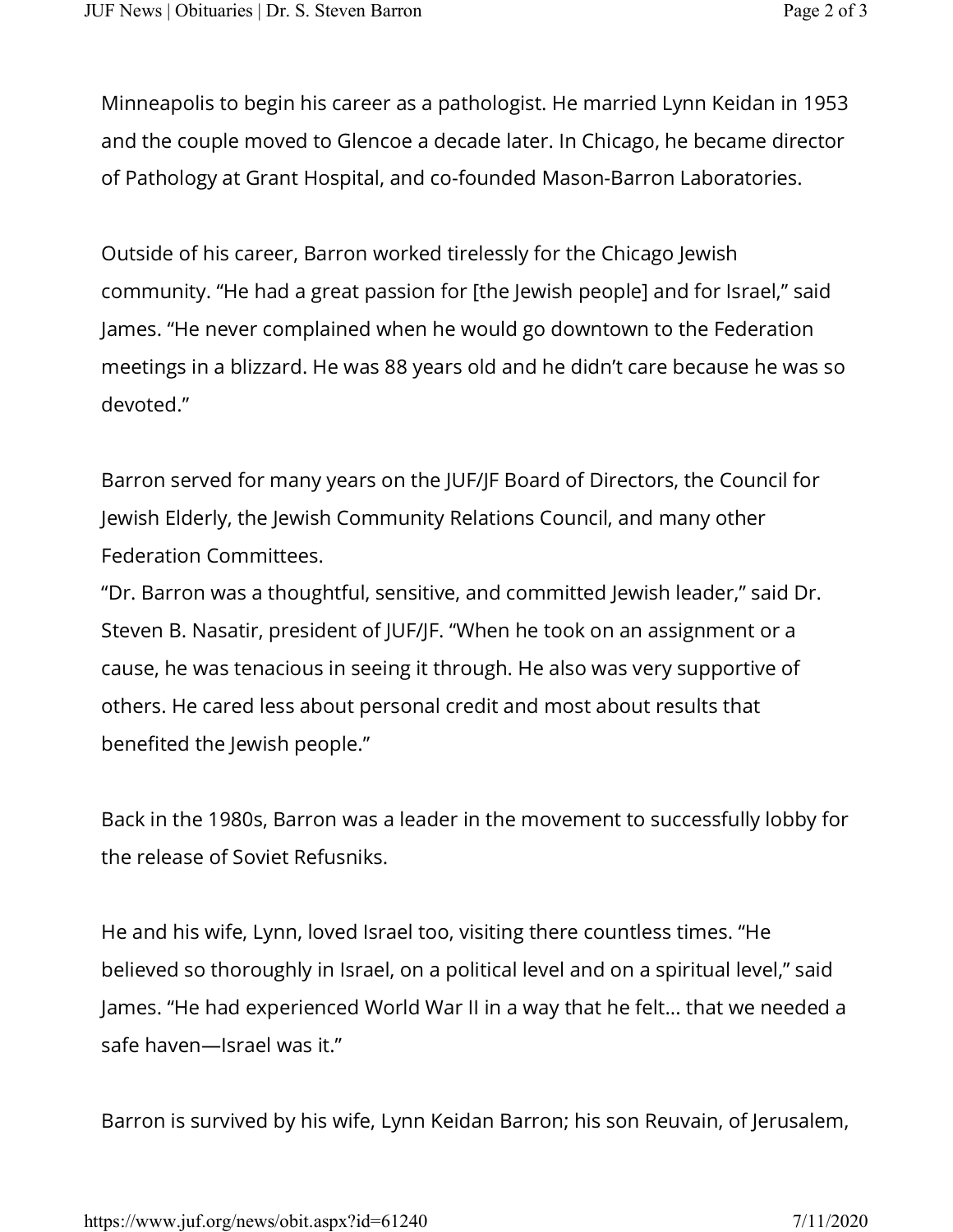Minneapolis to begin his career as a pathologist. He married Lynn Keidan in 1953 and the couple moved to Glencoe a decade later. In Chicago, he became director of Pathology at Grant Hospital, and co-founded Mason-Barron Laboratories.

Outside of his career, Barron worked tirelessly for the Chicago Jewish community. “He had a great passion for [the Jewish people] and for Israel,” said James. “He never complained when he would go downtown to the Federation meetings in a blizzard. He was 88 years old and he didn’t care because he was so devoted.”

Barron served for many years on the JUF/JF Board of Directors, the Council for Jewish Elderly, the Jewish Community Relations Council, and many other Federation Committees.
“Dr. Barron was a thoughtful, sensitive, and committed Jewish leader,” said Dr. Steven B. Nasatir, president of JUF/JF. “When he took on an assignment or a cause, he was tenacious in seeing it through. He also was very supportive of others. He cared less about personal credit and most about results that benefited the Jewish people.”

Back in the 1980s, Barron was a leader in the movement to successfully lobby for the release of Soviet Refusniks.

He and his wife, Lynn, loved Israel too, visiting there countless times. “He believed so thoroughly in Israel, on a political level and on a spiritual level,” said James. “He had experienced World War II in a way that he felt... that we needed a safe haven—Israel was it.”

Barron is survived by his wife, Lynn Keidan Barron; his son Reuvain, of Jerusalem,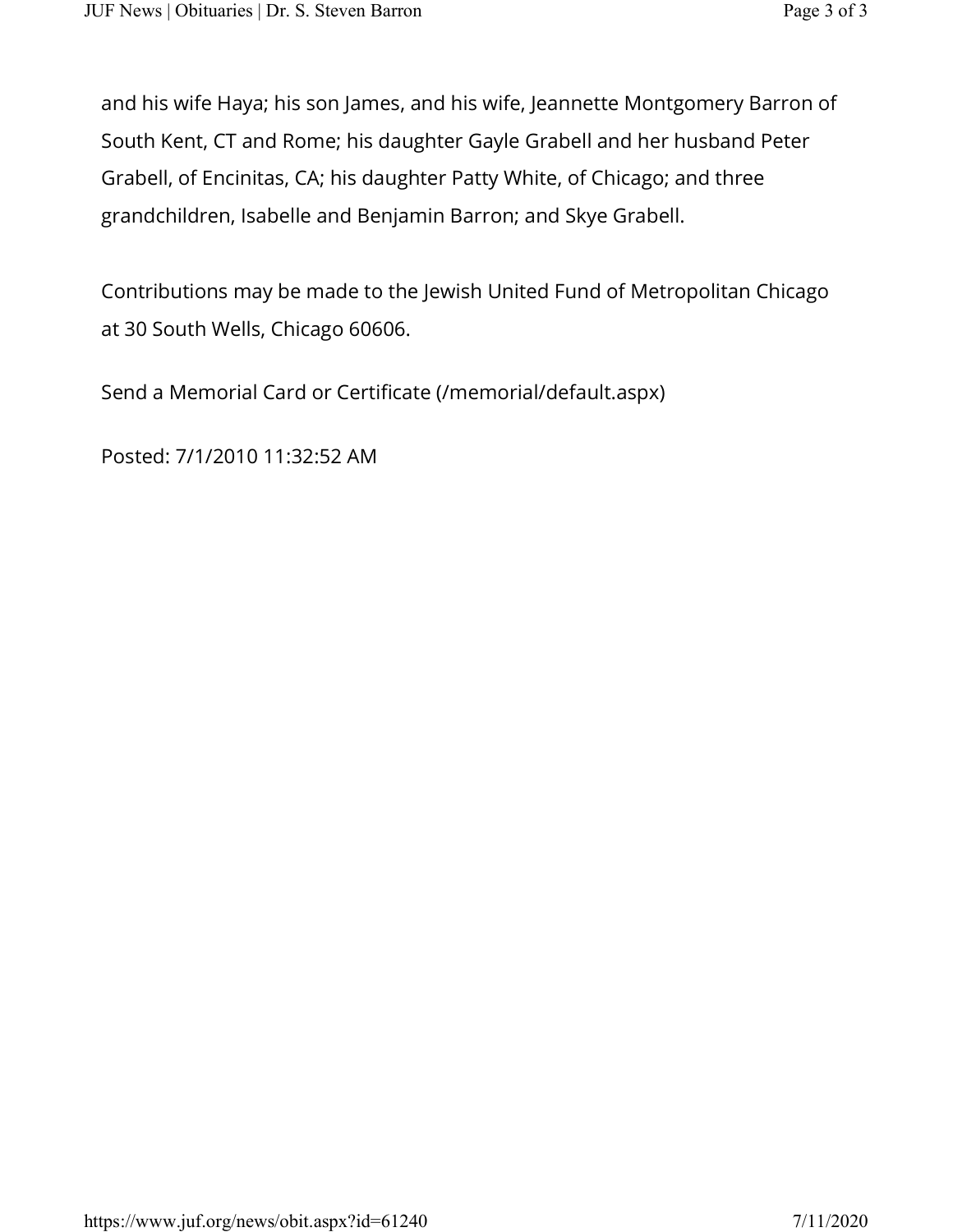and his wife Haya; his son James, and his wife, Jeannette Montgomery Barron of South Kent, CT and Rome; his daughter Gayle Grabell and her husband Peter Grabell, of Encinitas, CA; his daughter Patty White, of Chicago; and three grandchildren, Isabelle and Benjamin Barron; and Skye Grabell.

Contributions may be made to the Jewish United Fund of Metropolitan Chicago at 30 South Wells, Chicago 60606.

Send a Memorial Card or Certificate (/memorial/default.aspx)

Posted: 7/1/2010 11:32:52 AM